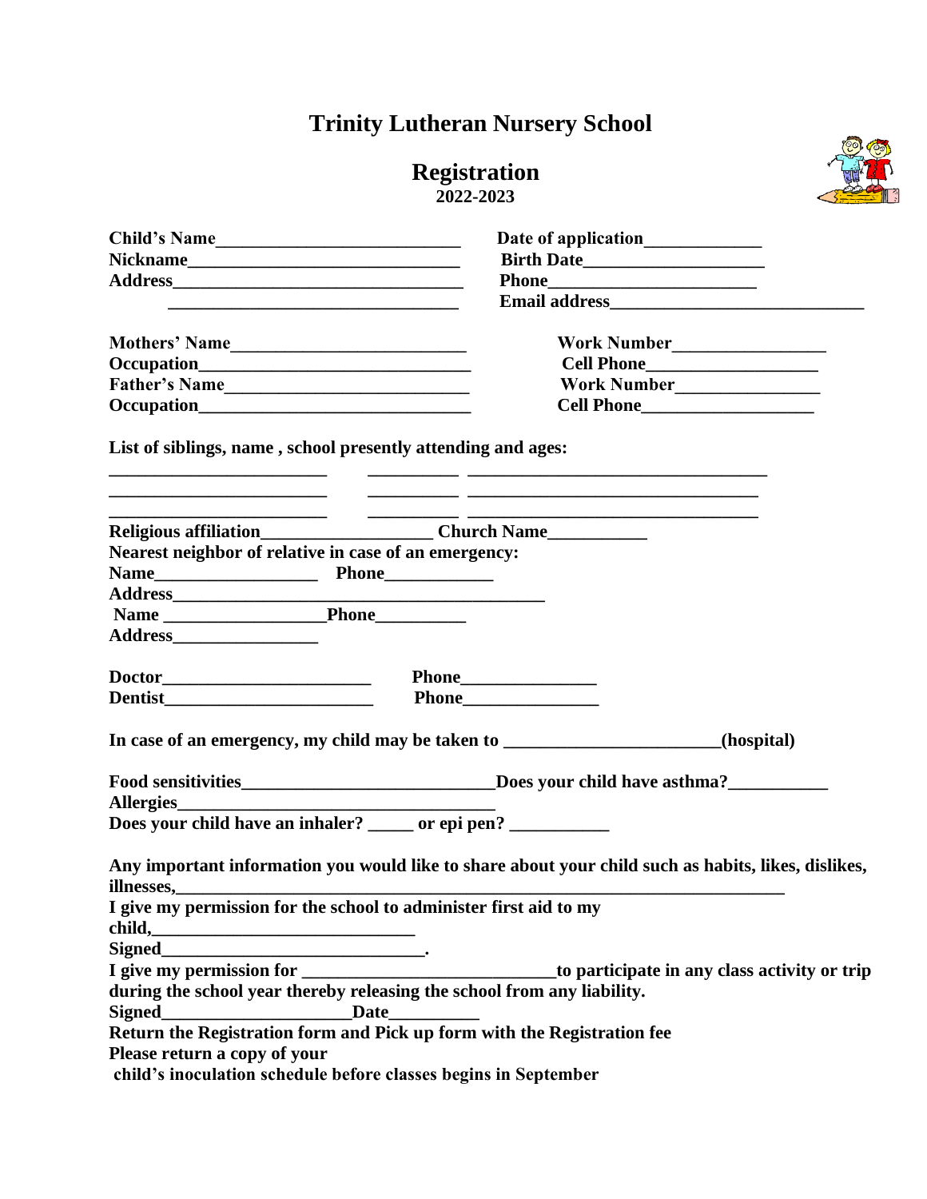# Trinity Lutheran Nursery School

## Registration

**2022-2023**

**Child's Name**____________________________ **Date of application**_____________

**Nickname**______________________________ **Birth Date**____________________

**Address**_________________________________ **Phone**_______________________

_________________________________ **Email address**____________________________

**Mothers' Name**___________________________ **Work Number**_________________

**Occupation**______________________________ **Cell Phone**___________________

**Father's Name**____________________________ **Work Number**________________

**Occupation**______________________________ **Cell Phone**___________________

**List of siblings, name , school presently attending and ages:**

________________________ __________ _________________________________

________________________ __________ ________________________________

________________________ __________ ________________________________

**Religious affiliation**___________________ **Church Name**___________

**Nearest neighbor of relative in case of an emergency:**

**Name**__________________ **Phone**____________

**Address**__________________________________________

**Name** __________________**Phone**__________

**Address**________________

**Doctor**_______________________ **Phone**_______________

**Dentist**_______________________ **Phone**_______________

**In case of an emergency, my child may be taken to** ________________________**(hospital)**

**Food sensitivities**____________________________**Does your child have asthma?**___________

**Allergies**___________________________________

**Does your child have an inhaler?** _____ **or epi pen?** ___________

**Any important information you would like to share about your child such as habits, likes, dislikes, illnesses,**________________________________________________________________________

**I give my permission for the school to administer first aid to my child,**_____________________________

**Signed**______________________________.

**I give my permission for** ____________________________**to participate in any class activity or trip during the school year thereby releasing the school from any liability.**

**Signed**_____________________**Date**__________

**Return the Registration form and Pick up form with the Registration fee**

**Please return a copy of your child's inoculation schedule before classes begins in September**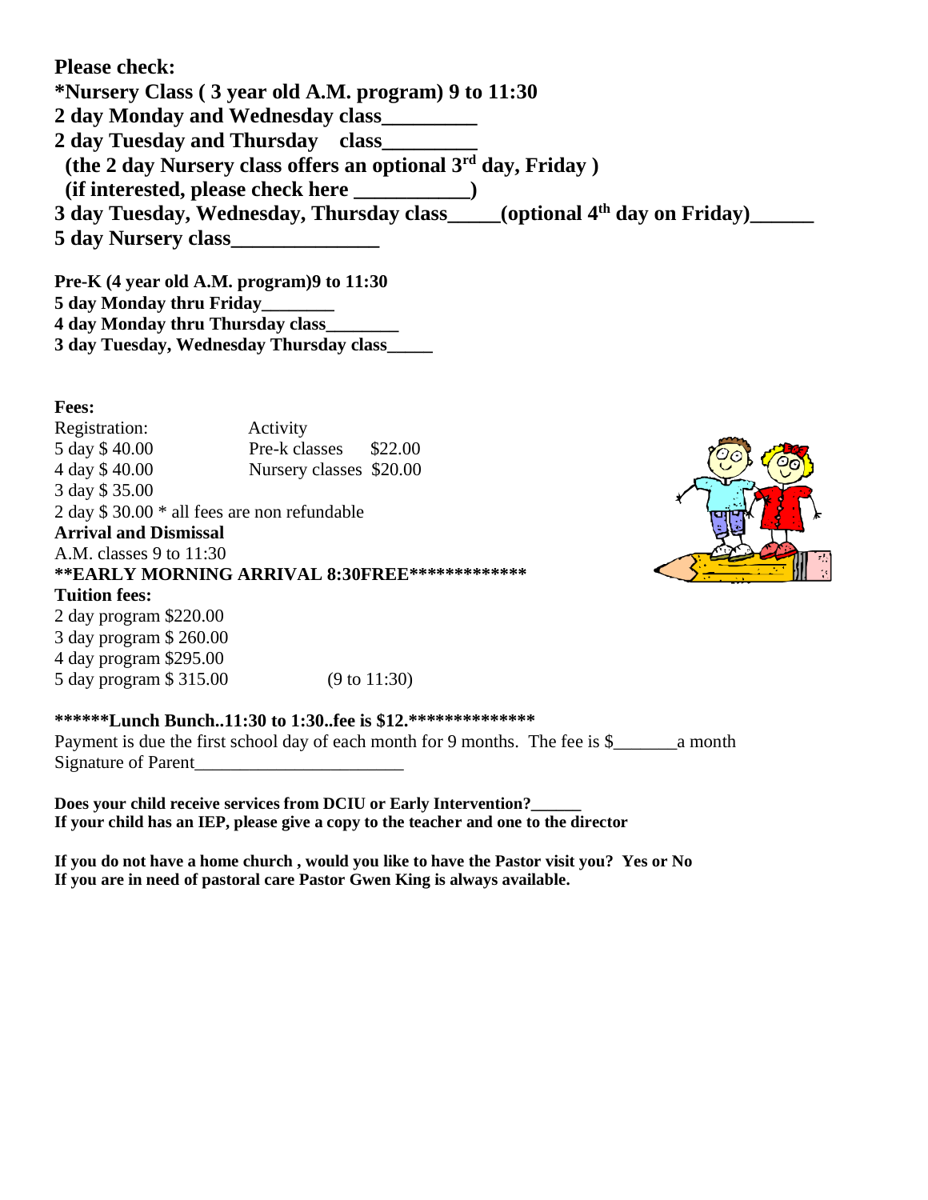**Please check:**

**\*Nursery Class ( 3 year old A.M. program) 9 to 11:30**

**2 day Monday and Wednesday class_________**

**2 day Tuesday and Thursday class_________**

**(the 2 day Nursery class offers an optional 3rd day, Friday )**

**(if interested, please check here ___________)**

**3 day Tuesday, Wednesday, Thursday class_____(optional 4th day on Friday)______**

**5 day Nursery class______________**

**Pre-K (4 year old A.M. program)9 to 11:30**

**5 day Monday thru Friday________**

**4 day Monday thru Thursday class________**

**3 day Tuesday, Wednesday Thursday class_____**

**Fees:**

| Registration: | Activity | |
|---|---|---|
| 5 day $ 40.00 | Pre-k classes | $22.00 |
| 4 day $ 40.00 | Nursery classes | $20.00 |
| 3 day $ 35.00 | | |

2 day $ 30.00 * all fees are non refundable

**Arrival and Dismissal**

A.M. classes 9 to 11:30

**\*\*EARLY MORNING ARRIVAL 8:30FREE\*\*\*\*\*\*\*\*\*\*\*\*\***

**Tuition fees:**

2 day program $220.00
3 day program $ 260.00
4 day program $295.00
5 day program $ 315.00 (9 to 11:30)

**\*\*\*\*\*\*Lunch Bunch..11:30 to 1:30..fee is $12.\*\*\*\*\*\*\*\*\*\*\*\*\*\***

Payment is due the first school day of each month for 9 months. The fee is $_______a month

Signature of Parent_______________________

**Does your child receive services from DCIU or Early Intervention?______**

**If your child has an IEP, please give a copy to the teacher and one to the director**

**If you do not have a home church , would you like to have the Pastor visit you? Yes or No**

**If you are in need of pastoral care Pastor Gwen King is always available.**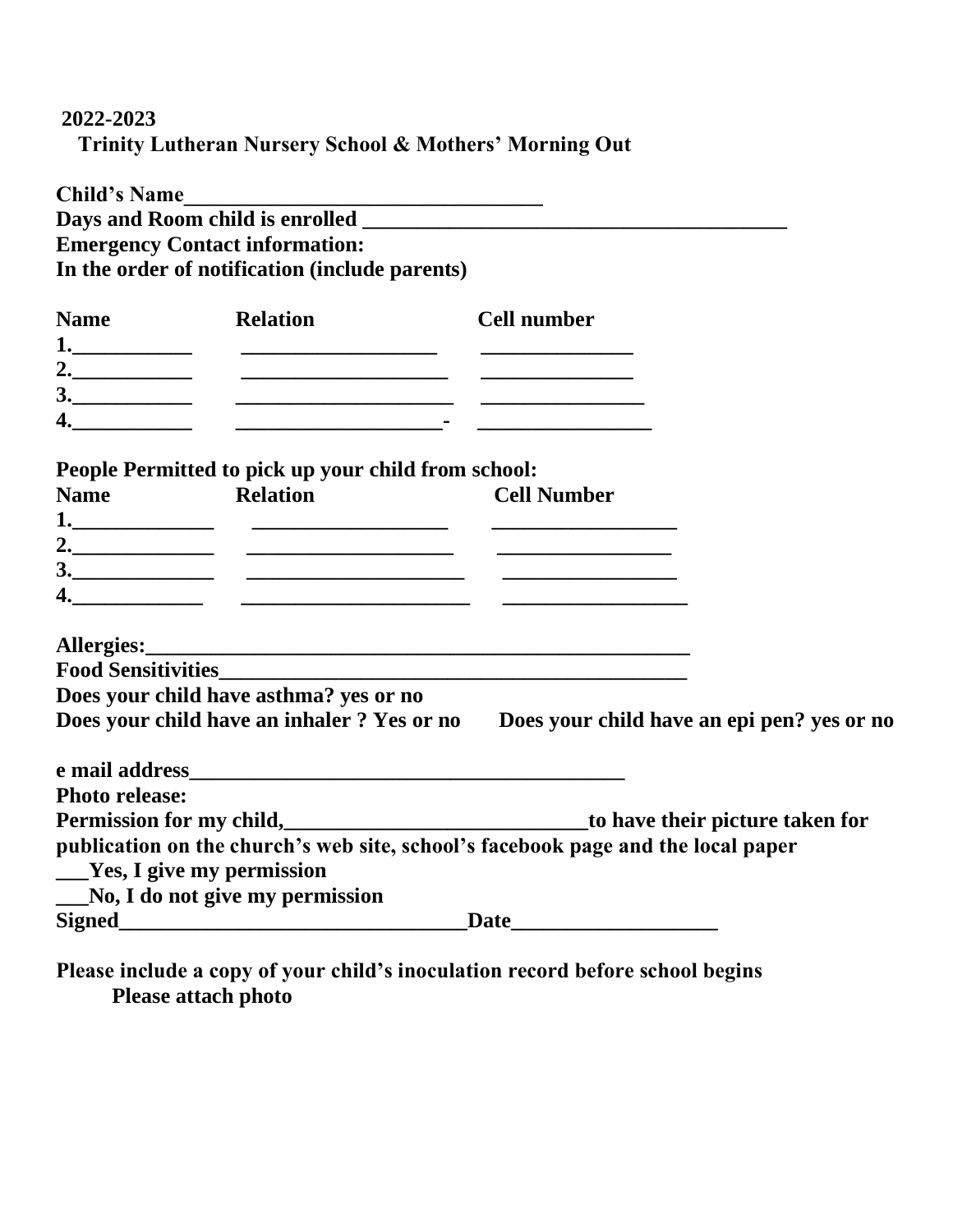**2022-2023**

**Trinity Lutheran Nursery School & Mothers' Morning Out**

**Child's Name**_________________________________

**Days and Room child is enrolled** _______________________________________

**Emergency Contact information:**

**In the order of notification (include parents)**

| Name | Relation | Cell number |
|---|---|---|
| 1.___________ | __________________ | ______________ |
| 2.___________ | ___________________ | ______________ |
| 3.___________ | ____________________ | _______________ |
| 4.___________ | ___________________- | ________________ |

**People Permitted to pick up your child from school:**

| Name | Relation | Cell Number |
|---|---|---|
| 1._____________ | __________________ | _________________ |
| 2._____________ | ___________________ | ________________ |
| 3._____________ | ____________________ | ________________ |
| 4.____________ | _____________________ | _________________ |

**Allergies:**____________________________________________________

**Food Sensitivities**_____________________________________________

**Does your child have asthma? yes or no**

**Does your child have an inhaler ? Yes or no** **Does your child have an epi pen? yes or no**

**e mail address**________________________________________

**Photo release:**

**Permission for my child,**____________________________**to have their picture taken for publication on the church's web site, school's facebook page and the local paper**

___**Yes, I give my permission**

___**No, I do not give my permission**

**Signed**________________________________**Date**__________________

**Please include a copy of your child's inoculation record before school begins**

**Please attach photo**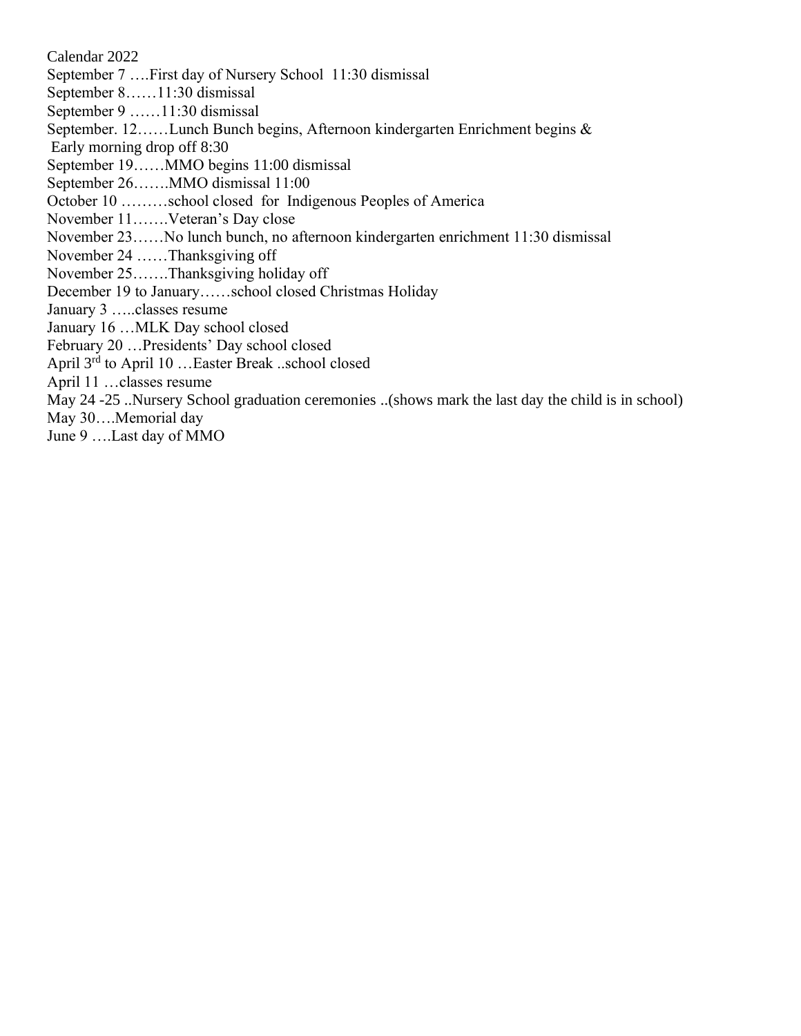Calendar 2022

September 7 ….First day of Nursery School 11:30 dismissal

September 8……11:30 dismissal

September 9 ……11:30 dismissal

September. 12……Lunch Bunch begins, Afternoon kindergarten Enrichment begins & Early morning drop off 8:30

September 19……MMO begins 11:00 dismissal

September 26…….MMO dismissal 11:00

October 10 ………school closed for Indigenous Peoples of America

November 11…….Veteran's Day close

November 23……No lunch bunch, no afternoon kindergarten enrichment 11:30 dismissal

November 24 ……Thanksgiving off

November 25…….Thanksgiving holiday off

December 19 to January……school closed Christmas Holiday

January 3 …..classes resume

January 16 …MLK Day school closed

February 20 …Presidents' Day school closed

April 3rd to April 10 …Easter Break ..school closed

April 11 …classes resume

May 24 -25 ..Nursery School graduation ceremonies ..(shows mark the last day the child is in school)

May 30….Memorial day

June 9 ….Last day of MMO